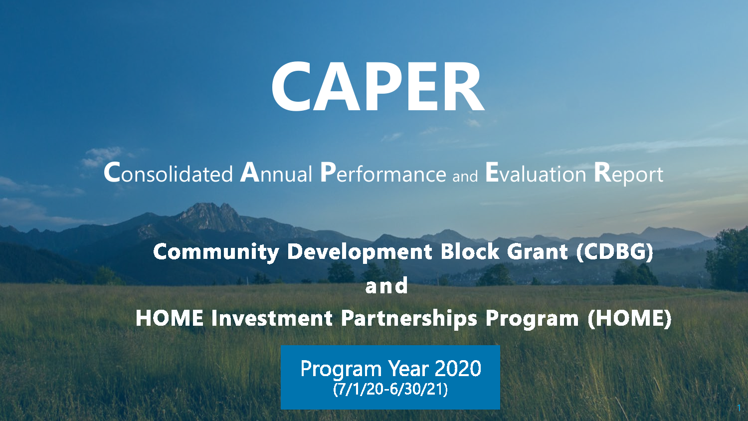# CAPER

**C**onsolidated **A**nnual **P**erformance and **E**valuation **R**eport

**Community Development Block Grant (CDBG)**

**and**

**HOME Investment Partnerships Program (HOME)**

Program Year 2020
(7/1/20-6/30/21)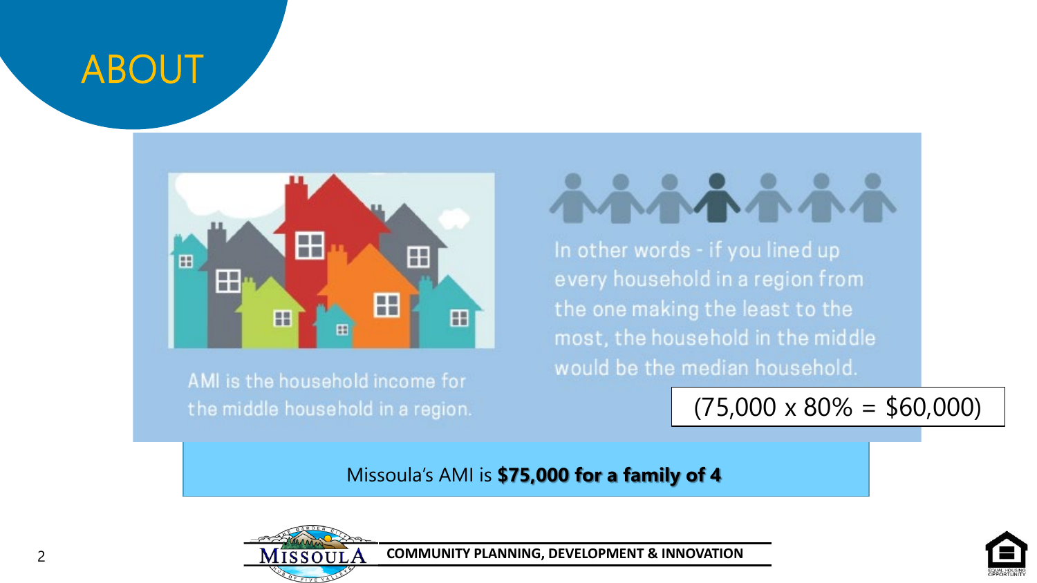# ABOUT

AMI is the household income for the middle household in a region.

In other words - if you lined up every household in a region from the one making the least to the most, the household in the middle would be the median household.

(75,000 x 80% = $60,000)

Missoula's AMI is **$75,000 for a family of 4**

COMMUNITY PLANNING, DEVELOPMENT & INNOVATION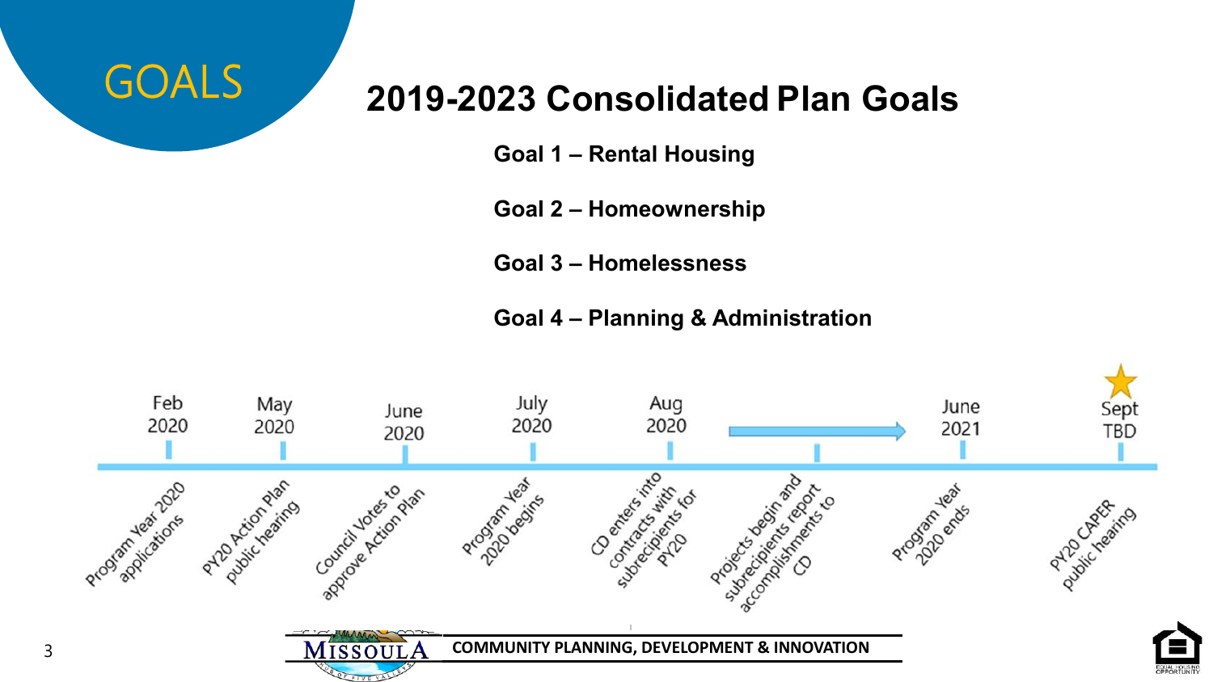# GOALS

## 2019-2023 Consolidated Plan Goals

**Goal 1 – Rental Housing**

**Goal 2 – Homeownership**

**Goal 3 – Homelessness**

**Goal 4 – Planning & Administration**

- Feb 2020 – Program Year 2020 applications
- May 2020 – PY20 Action Plan public hearing
- June 2020 – Council Votes to approve Action Plan
- July 2020 – Program Year 2020 begins
- Aug 2020 – CD enters into contracts with subrecipients for PY20
- Projects begin and subrecipients report accomplishments to CD
- June 2021 – Program Year 2020 ends
- Sept TBD – PY20 CAPER public hearing

COMMUNITY PLANNING, DEVELOPMENT & INNOVATION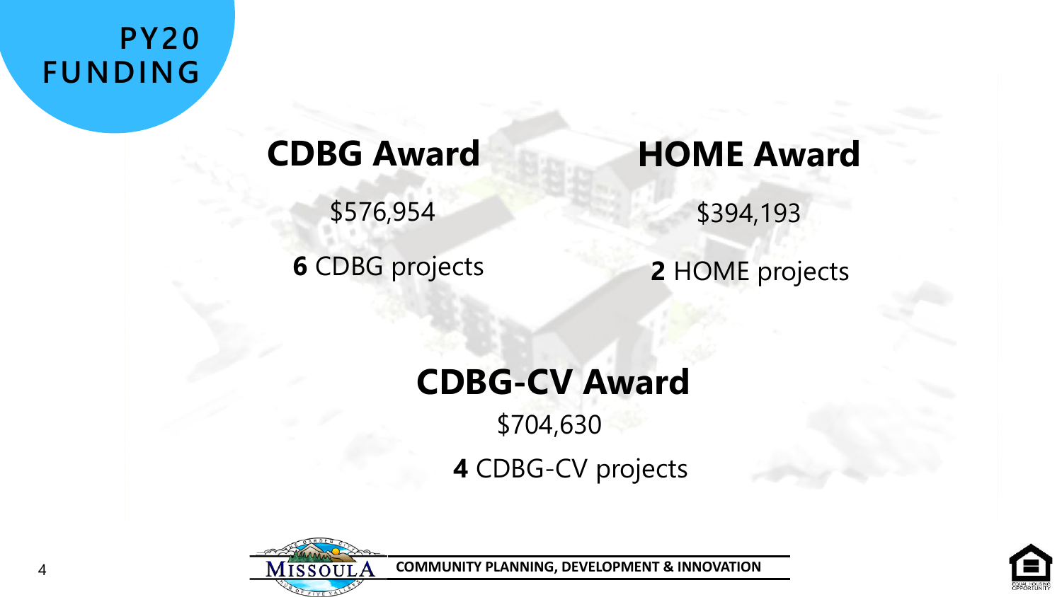# PY20 FUNDING

## CDBG Award

$576,954

**6** CDBG projects

## HOME Award

$394,193

**2** HOME projects

## CDBG-CV Award

$704,630

**4** CDBG-CV projects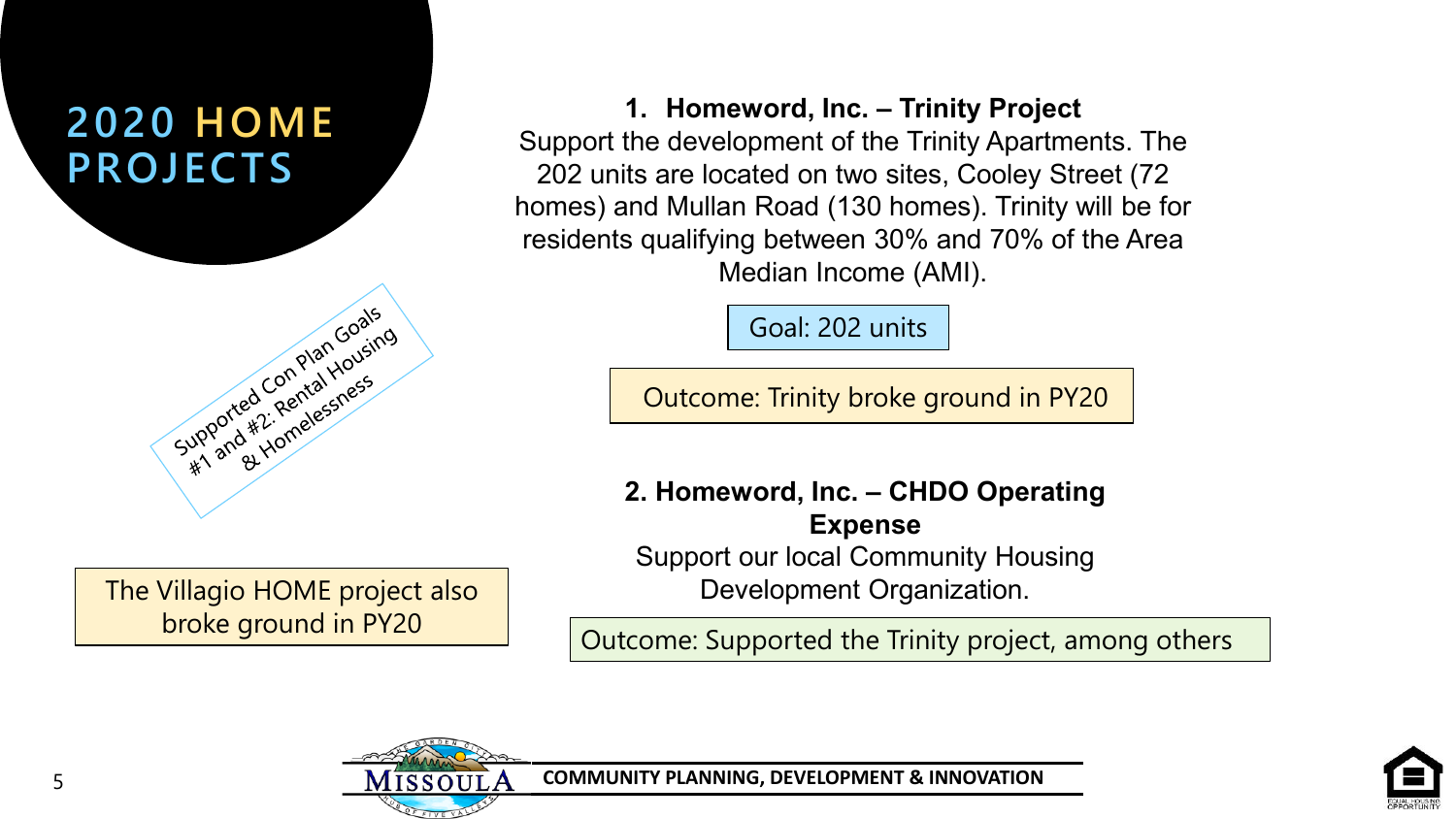# 2020 HOME PROJECTS

Supported Con Plan Goals #1 and #2: Rental Housing & Homelessness

The Villagio HOME project also broke ground in PY20

**1. Homeword, Inc. – Trinity Project**

Support the development of the Trinity Apartments. The 202 units are located on two sites, Cooley Street (72 homes) and Mullan Road (130 homes). Trinity will be for residents qualifying between 30% and 70% of the Area Median Income (AMI).

Goal: 202 units

Outcome: Trinity broke ground in PY20

**2. Homeword, Inc. – CHDO Operating Expense**

Support our local Community Housing Development Organization.

Outcome: Supported the Trinity project, among others

COMMUNITY PLANNING, DEVELOPMENT & INNOVATION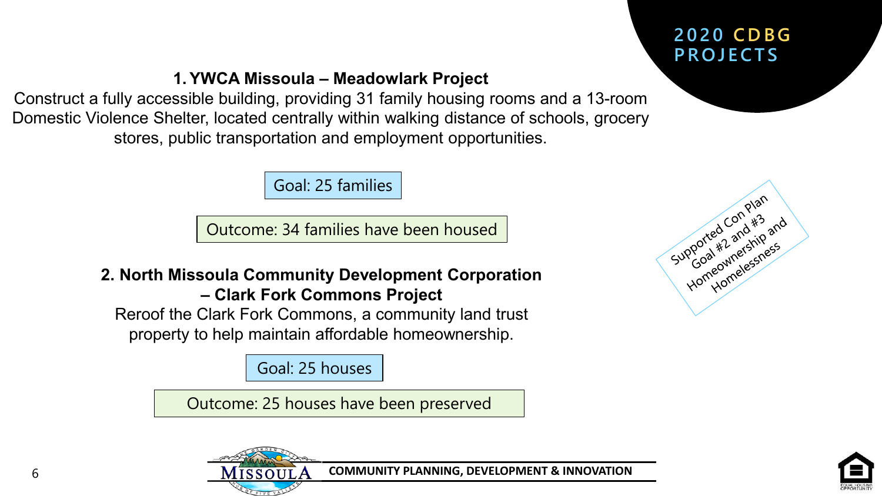# 2020 CDBG PROJECTS

### 1. YWCA Missoula – Meadowlark Project

Construct a fully accessible building, providing 31 family housing rooms and a 13-room Domestic Violence Shelter, located centrally within walking distance of schools, grocery stores, public transportation and employment opportunities.

Goal: 25 families

Outcome: 34 families have been housed

### 2. North Missoula Community Development Corporation – Clark Fork Commons Project

Reroof the Clark Fork Commons, a community land trust property to help maintain affordable homeownership.

Goal: 25 houses

Outcome: 25 houses have been preserved

Supported Con Plan Goal #2 and #3 Homeownership and Homelessness

COMMUNITY PLANNING, DEVELOPMENT & INNOVATION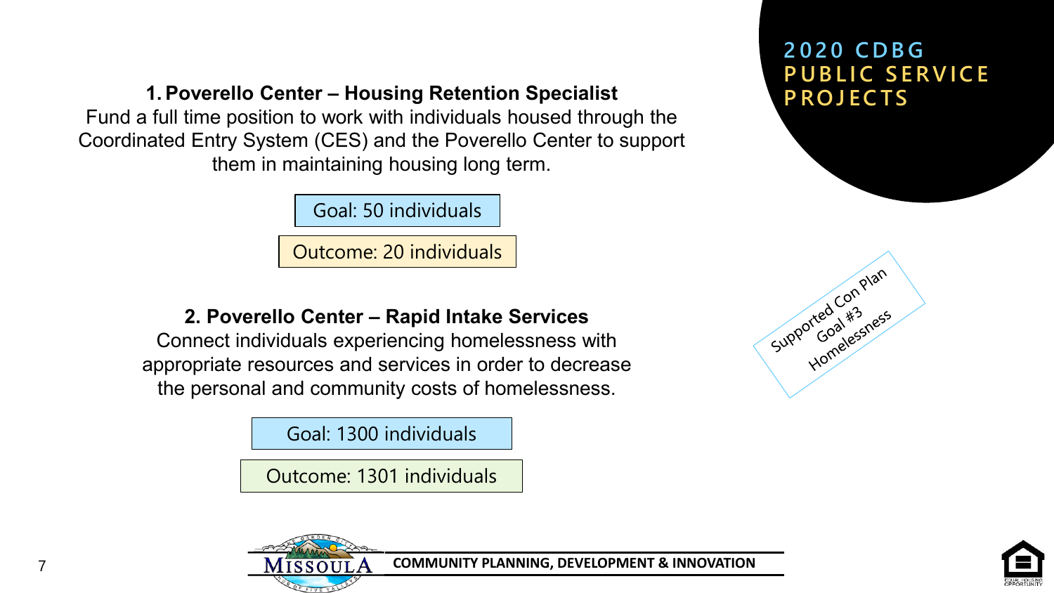# 2020 CDBG PUBLIC SERVICE PROJECTS

### 1. Poverello Center – Housing Retention Specialist

Fund a full time position to work with individuals housed through the Coordinated Entry System (CES) and the Poverello Center to support them in maintaining housing long term.

Goal: 50 individuals

Outcome: 20 individuals

### 2. Poverello Center – Rapid Intake Services

Connect individuals experiencing homelessness with appropriate resources and services in order to decrease the personal and community costs of homelessness.

Goal: 1300 individuals

Outcome: 1301 individuals

Supported Con Plan Goal #3 Homelessness

COMMUNITY PLANNING, DEVELOPMENT & INNOVATION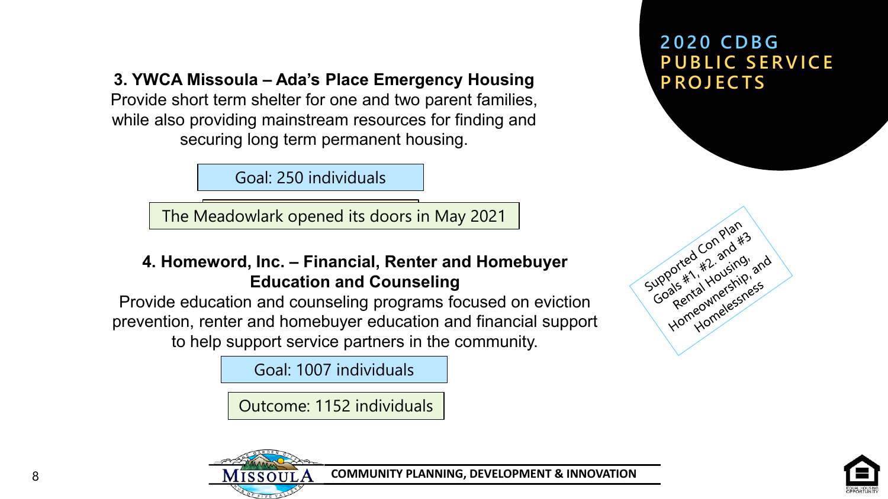# 2020 CDBG PUBLIC SERVICE PROJECTS

**3. YWCA Missoula – Ada's Place Emergency Housing**

Provide short term shelter for one and two parent families, while also providing mainstream resources for finding and securing long term permanent housing.

Goal: 250 individuals

The Meadowlark opened its doors in May 2021

**4. Homeword, Inc. – Financial, Renter and Homebuyer Education and Counseling**

Provide education and counseling programs focused on eviction prevention, renter and homebuyer education and financial support to help support service partners in the community.

Goal: 1007 individuals

Outcome: 1152 individuals

Supported Con Plan Goals #1, #2. and #3 Rental Housing, Homeownership, and Homelessness

COMMUNITY PLANNING, DEVELOPMENT & INNOVATION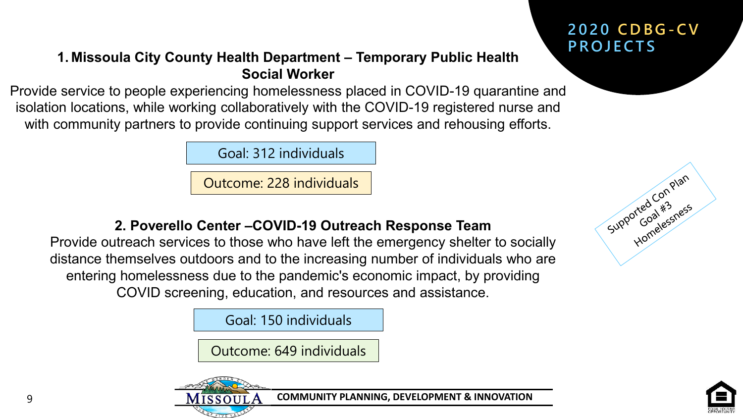# 2020 CDBG-CV PROJECTS

### 1. Missoula City County Health Department – Temporary Public Health Social Worker

Provide service to people experiencing homelessness placed in COVID-19 quarantine and isolation locations, while working collaboratively with the COVID-19 registered nurse and with community partners to provide continuing support services and rehousing efforts.

Goal: 312 individuals

Outcome: 228 individuals

### 2. Poverello Center –COVID-19 Outreach Response Team

Provide outreach services to those who have left the emergency shelter to socially distance themselves outdoors and to the increasing number of individuals who are entering homelessness due to the pandemic's economic impact, by providing COVID screening, education, and resources and assistance.

Goal: 150 individuals

Outcome: 649 individuals

Supported Con Plan Goal #3 Homelessness

COMMUNITY PLANNING, DEVELOPMENT & INNOVATION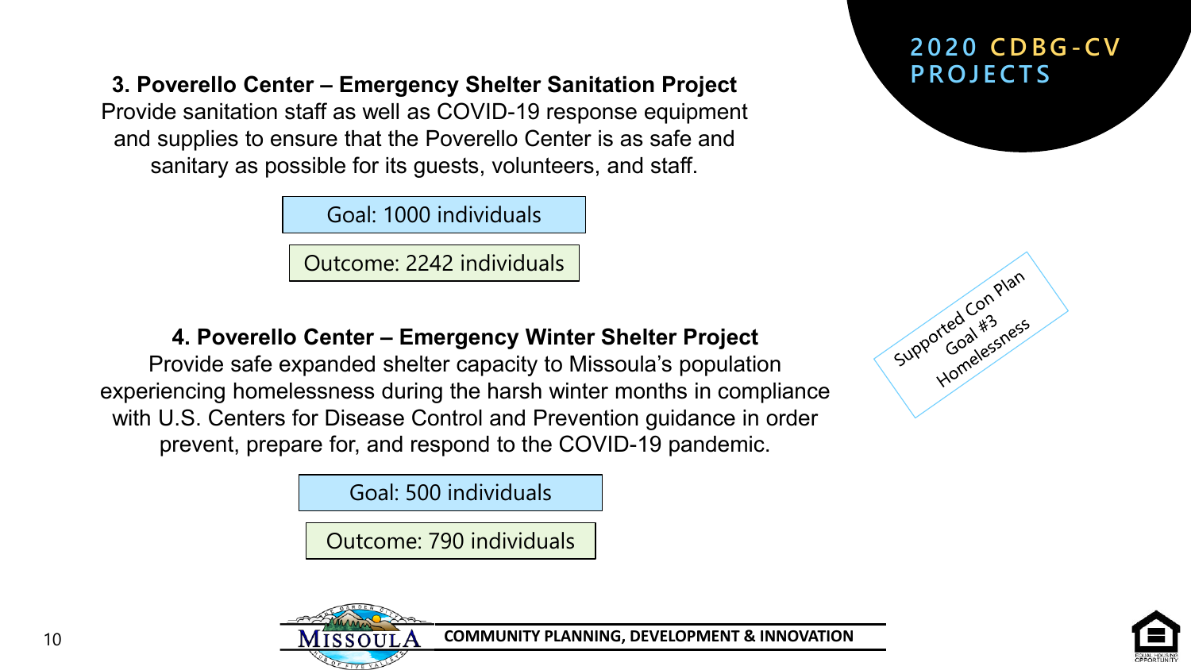## 2020 CDBG-CV PROJECTS

### 3. Poverello Center – Emergency Shelter Sanitation Project

Provide sanitation staff as well as COVID-19 response equipment and supplies to ensure that the Poverello Center is as safe and sanitary as possible for its guests, volunteers, and staff.

Goal: 1000 individuals

Outcome: 2242 individuals

### 4. Poverello Center – Emergency Winter Shelter Project

Provide safe expanded shelter capacity to Missoula's population experiencing homelessness during the harsh winter months in compliance with U.S. Centers for Disease Control and Prevention guidance in order prevent, prepare for, and respond to the COVID-19 pandemic.

Goal: 500 individuals

Outcome: 790 individuals

Supported Con Plan Goal #3 Homelessness

COMMUNITY PLANNING, DEVELOPMENT & INNOVATION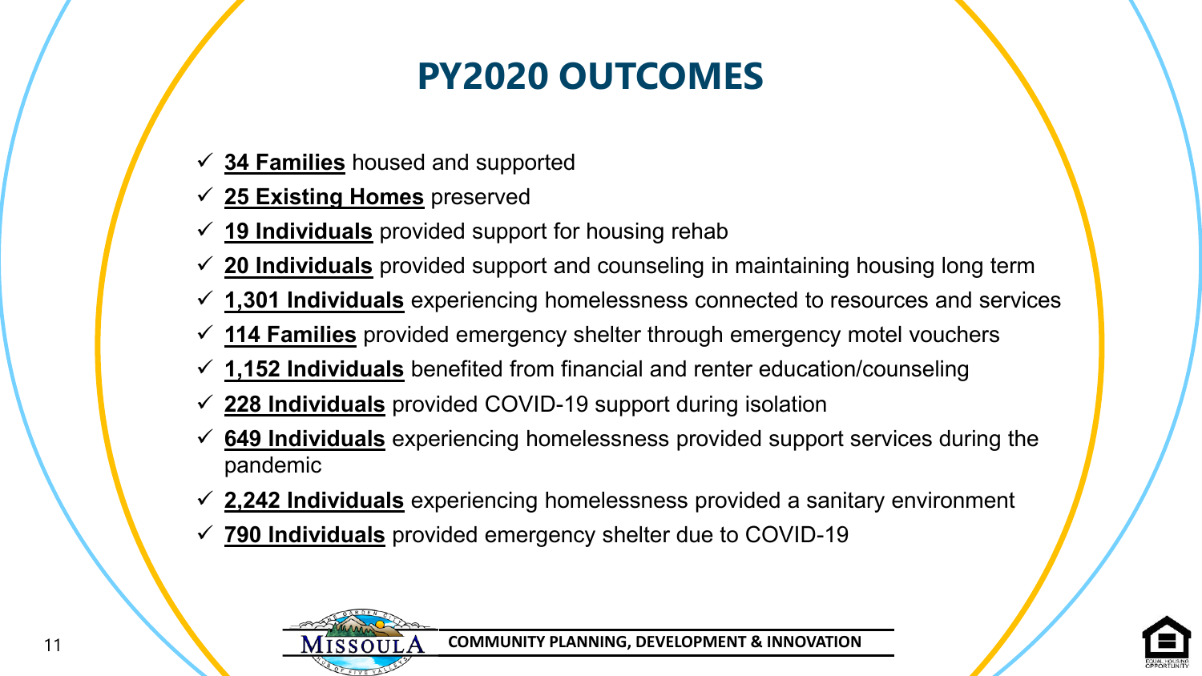# PY2020 OUTCOMES

- ✓ **34 Families** housed and supported
- ✓ **25 Existing Homes** preserved
- ✓ **19 Individuals** provided support for housing rehab
- ✓ **20 Individuals** provided support and counseling in maintaining housing long term
- ✓ **1,301 Individuals** experiencing homelessness connected to resources and services
- ✓ **114 Families** provided emergency shelter through emergency motel vouchers
- ✓ **1,152 Individuals** benefited from financial and renter education/counseling
- ✓ **228 Individuals** provided COVID-19 support during isolation
- ✓ **649 Individuals** experiencing homelessness provided support services during the pandemic
- ✓ **2,242 Individuals** experiencing homelessness provided a sanitary environment
- ✓ **790 Individuals** provided emergency shelter due to COVID-19

COMMUNITY PLANNING, DEVELOPMENT & INNOVATION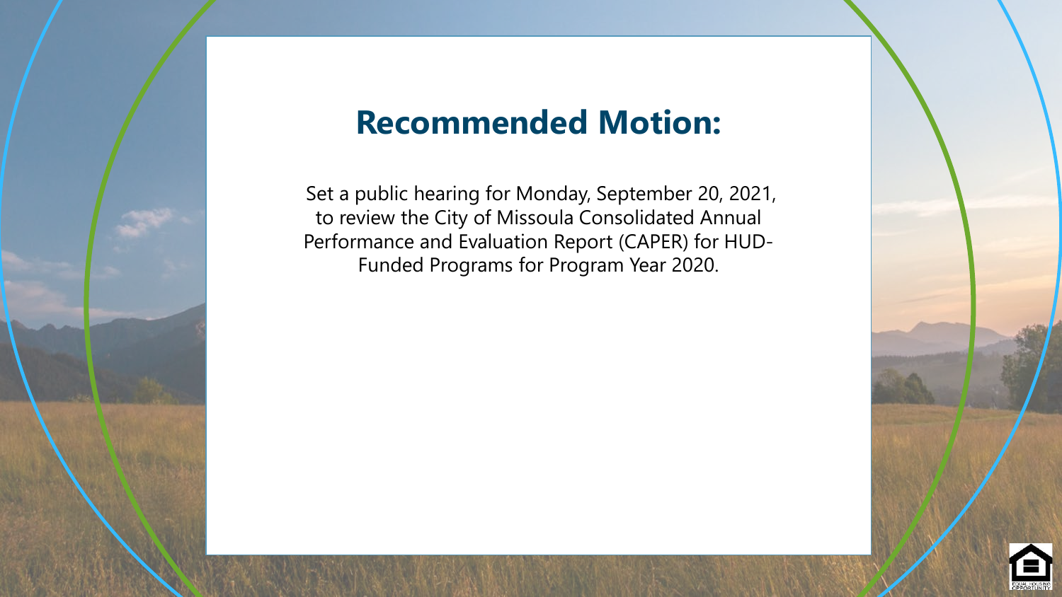# Recommended Motion:

Set a public hearing for Monday, September 20, 2021, to review the City of Missoula Consolidated Annual Performance and Evaluation Report (CAPER) for HUD-Funded Programs for Program Year 2020.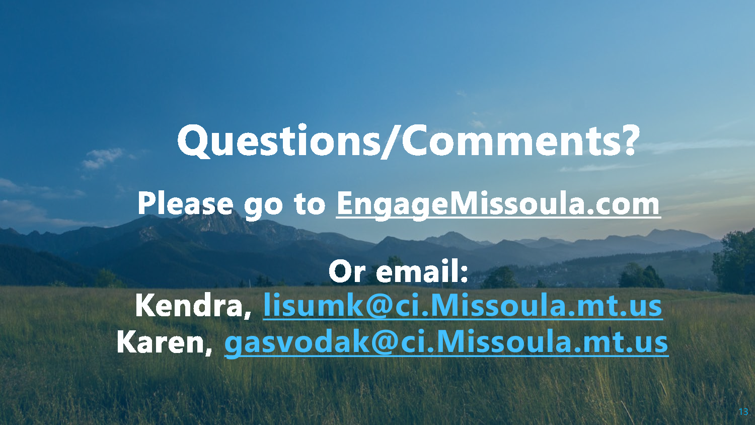# Questions/Comments?

**Please go to EngageMissoula.com**

**Or email:**

**Kendra, lisumk@ci.Missoula.mt.us**
**Karen, gasvodak@ci.Missoula.mt.us**